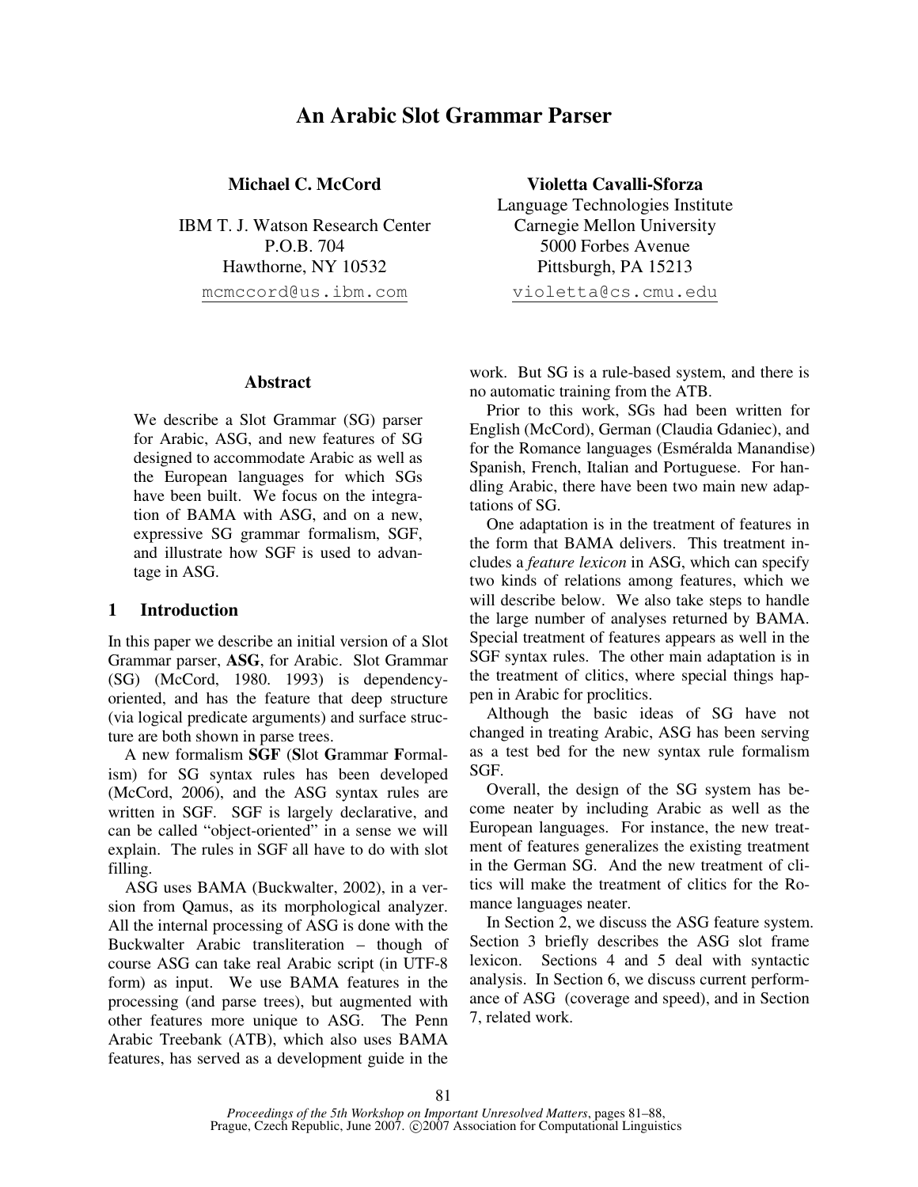# An Arabic Slot Grammar Parser

**Michael C. McCord**
IBM T. J. Watson Research Center
P.O.B. 704
Hawthorne, NY 10532
mcmccord@us.ibm.com

**Violetta Cavalli-Sforza**
Language Technologies Institute
Carnegie Mellon University
5000 Forbes Avenue
Pittsburgh, PA 15213
violetta@cs.cmu.edu

## Abstract

We describe a Slot Grammar (SG) parser for Arabic, ASG, and new features of SG designed to accommodate Arabic as well as the European languages for which SGs have been built. We focus on the integration of BAMA with ASG, and on a new, expressive SG grammar formalism, SGF, and illustrate how SGF is used to advantage in ASG.

## 1 Introduction

In this paper we describe an initial version of a Slot Grammar parser, **ASG**, for Arabic. Slot Grammar (SG) (McCord, 1980. 1993) is dependency-oriented, and has the feature that deep structure (via logical predicate arguments) and surface structure are both shown in parse trees.

A new formalism **SGF** (**S**lot **G**rammar **F**ormalism) for SG syntax rules has been developed (McCord, 2006), and the ASG syntax rules are written in SGF. SGF is largely declarative, and can be called "object-oriented" in a sense we will explain. The rules in SGF all have to do with slot filling.

ASG uses BAMA (Buckwalter, 2002), in a version from Qamus, as its morphological analyzer. All the internal processing of ASG is done with the Buckwalter Arabic transliteration – though of course ASG can take real Arabic script (in UTF-8 form) as input. We use BAMA features in the processing (and parse trees), but augmented with other features more unique to ASG. The Penn Arabic Treebank (ATB), which also uses BAMA features, has served as a development guide in the work. But SG is a rule-based system, and there is no automatic training from the ATB.

Prior to this work, SGs had been written for English (McCord), German (Claudia Gdaniec), and for the Romance languages (Esméralda Manandise) Spanish, French, Italian and Portuguese. For handling Arabic, there have been two main new adaptations of SG.

One adaptation is in the treatment of features in the form that BAMA delivers. This treatment includes a *feature lexicon* in ASG, which can specify two kinds of relations among features, which we will describe below. We also take steps to handle the large number of analyses returned by BAMA. Special treatment of features appears as well in the SGF syntax rules. The other main adaptation is in the treatment of clitics, where special things happen in Arabic for proclitics.

Although the basic ideas of SG have not changed in treating Arabic, ASG has been serving as a test bed for the new syntax rule formalism SGF.

Overall, the design of the SG system has become neater by including Arabic as well as the European languages. For instance, the new treatment of features generalizes the existing treatment in the German SG. And the new treatment of clitics will make the treatment of clitics for the Romance languages neater.

In Section 2, we discuss the ASG feature system. Section 3 briefly describes the ASG slot frame lexicon. Sections 4 and 5 deal with syntactic analysis. In Section 6, we discuss current performance of ASG (coverage and speed), and in Section 7, related work.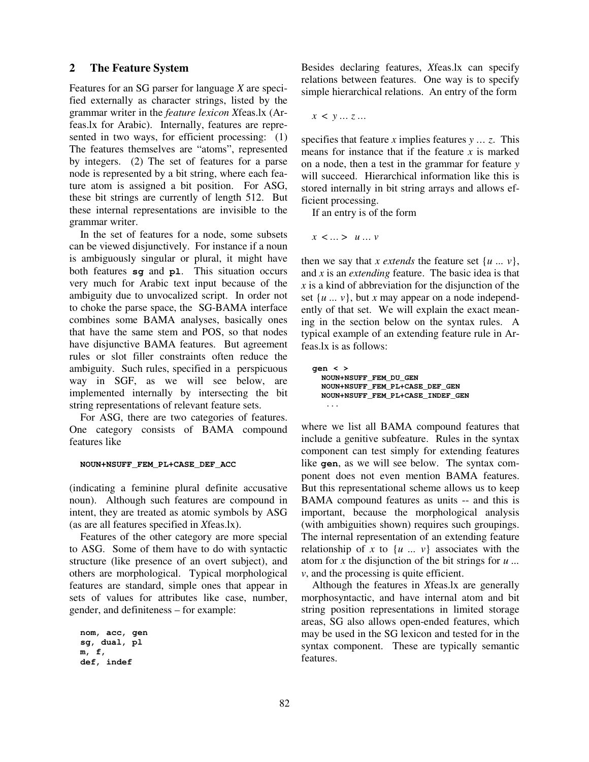## 2 The Feature System

Features for an SG parser for language *X* are specified externally as character strings, listed by the grammar writer in the *feature lexicon X*feas.lx (Arfeas.lx for Arabic). Internally, features are represented in two ways, for efficient processing: (1) The features themselves are "atoms", represented by integers. (2) The set of features for a parse node is represented by a bit string, where each feature atom is assigned a bit position. For ASG, these bit strings are currently of length 512. But these internal representations are invisible to the grammar writer.

In the set of features for a node, some subsets can be viewed disjunctively. For instance if a noun is ambiguously singular or plural, it might have both features **sg** and **pl**. This situation occurs very much for Arabic text input because of the ambiguity due to unvocalized script. In order not to choke the parse space, the SG-BAMA interface combines some BAMA analyses, basically ones that have the same stem and POS, so that nodes have disjunctive BAMA features. But agreement rules or slot filler constraints often reduce the ambiguity. Such rules, specified in a perspicuous way in SGF, as we will see below, are implemented internally by intersecting the bit string representations of relevant feature sets.

For ASG, there are two categories of features. One category consists of BAMA compound features like

```
NOUN+NSUFF_FEM_PL+CASE_DEF_ACC
```

(indicating a feminine plural definite accusative noun). Although such features are compound in intent, they are treated as atomic symbols by ASG (as are all features specified in *X*feas.lx).

Features of the other category are more special to ASG. Some of them have to do with syntactic structure (like presence of an overt subject), and others are morphological. Typical morphological features are standard, simple ones that appear in sets of values for attributes like case, number, gender, and definiteness – for example:

```
nom, acc, gen
sg, dual, pl
m, f,
def, indef
```

Besides declaring features, *X*feas.lx can specify relations between features. One way is to specify simple hierarchical relations. An entry of the form

*x* < *y* … *z* …

specifies that feature *x* implies features *y* … *z*. This means for instance that if the feature *x* is marked on a node, then a test in the grammar for feature *y* will succeed. Hierarchical information like this is stored internally in bit string arrays and allows efficient processing.

If an entry is of the form

*x* < … > *u* … *v*

then we say that *x extends* the feature set {*u* ... *v*}, and *x* is an *extending* feature. The basic idea is that *x* is a kind of abbreviation for the disjunction of the set {*u* ... *v*}, but *x* may appear on a node independently of that set. We will explain the exact meaning in the section below on the syntax rules. A typical example of an extending feature rule in Arfeas.lx is as follows:

```
gen < >
  NOUN+NSUFF_FEM_DU_GEN
  NOUN+NSUFF_FEM_PL+CASE_DEF_GEN
  NOUN+NSUFF_FEM_PL+CASE_INDEF_GEN
   . . .
```

where we list all BAMA compound features that include a genitive subfeature. Rules in the syntax component can test simply for extending features like **gen**, as we will see below. The syntax component does not even mention BAMA features. But this representational scheme allows us to keep BAMA compound features as units -- and this is important, because the morphological analysis (with ambiguities shown) requires such groupings. The internal representation of an extending feature relationship of *x* to {*u* ... *v*} associates with the atom for *x* the disjunction of the bit strings for *u* ... *v*, and the processing is quite efficient.

Although the features in *X*feas.lx are generally morphosyntactic, and have internal atom and bit string position representations in limited storage areas, SG also allows open-ended features, which may be used in the SG lexicon and tested for in the syntax component. These are typically semantic features.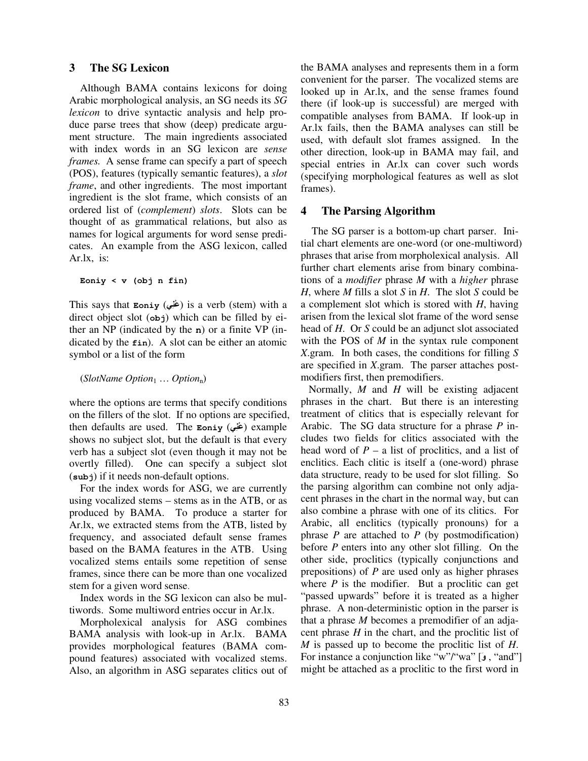## 3 The SG Lexicon

Although BAMA contains lexicons for doing Arabic morphological analysis, an SG needs its *SG lexicon* to drive syntactic analysis and help produce parse trees that show (deep) predicate argument structure. The main ingredients associated with index words in an SG lexicon are *sense frames.* A sense frame can specify a part of speech (POS), features (typically semantic features), a *slot frame*, and other ingredients. The most important ingredient is the slot frame, which consists of an ordered list of (*complement*) *slots*. Slots can be thought of as grammatical relations, but also as names for logical arguments for word sense predicates. An example from the ASG lexicon, called Ar.lx, is:

```
Eoniy < v (obj n fin)
```

This says that **Eoniy** (عَنِي) is a verb (stem) with a direct object slot (**obj**) which can be filled by either an NP (indicated by the **n**) or a finite VP (indicated by the **fin**). A slot can be either an atomic symbol or a list of the form

(*SlotName Option*$_1$ … *Option*$_n$)

where the options are terms that specify conditions on the fillers of the slot. If no options are specified, then defaults are used. The **Eoniy** (عَنِي) example shows no subject slot, but the default is that every verb has a subject slot (even though it may not be overtly filled). One can specify a subject slot (**subj**) if it needs non-default options.

For the index words for ASG, we are currently using vocalized stems – stems as in the ATB, or as produced by BAMA. To produce a starter for Ar.lx, we extracted stems from the ATB, listed by frequency, and associated default sense frames based on the BAMA features in the ATB. Using vocalized stems entails some repetition of sense frames, since there can be more than one vocalized stem for a given word sense.

Index words in the SG lexicon can also be multiwords. Some multiword entries occur in Ar.lx.

Morpholexical analysis for ASG combines BAMA analysis with look-up in Ar.lx. BAMA provides morphological features (BAMA compound features) associated with vocalized stems. Also, an algorithm in ASG separates clitics out of the BAMA analyses and represents them in a form convenient for the parser. The vocalized stems are looked up in Ar.lx, and the sense frames found there (if look-up is successful) are merged with compatible analyses from BAMA. If look-up in Ar.lx fails, then the BAMA analyses can still be used, with default slot frames assigned. In the other direction, look-up in BAMA may fail, and special entries in Ar.lx can cover such words (specifying morphological features as well as slot frames).

## 4 The Parsing Algorithm

The SG parser is a bottom-up chart parser. Initial chart elements are one-word (or one-multiword) phrases that arise from morpholexical analysis. All further chart elements arise from binary combinations of a *modifier* phrase *M* with a *higher* phrase *H*, where *M* fills a slot *S* in *H*. The slot *S* could be a complement slot which is stored with *H*, having arisen from the lexical slot frame of the word sense head of *H*. Or *S* could be an adjunct slot associated with the POS of *M* in the syntax rule component *X*.gram. In both cases, the conditions for filling *S* are specified in *X*.gram. The parser attaches postmodifiers first, then premodifiers.

Normally, *M* and *H* will be existing adjacent phrases in the chart. But there is an interesting treatment of clitics that is especially relevant for Arabic. The SG data structure for a phrase *P* includes two fields for clitics associated with the head word of *P* – a list of proclitics, and a list of enclitics. Each clitic is itself a (one-word) phrase data structure, ready to be used for slot filling. So the parsing algorithm can combine not only adjacent phrases in the chart in the normal way, but can also combine a phrase with one of its clitics. For Arabic, all enclitics (typically pronouns) for a phrase *P* are attached to *P* (by postmodification) before *P* enters into any other slot filling. On the other side, proclitics (typically conjunctions and prepositions) of *P* are used only as higher phrases where *P* is the modifier. But a proclitic can get "passed upwards" before it is treated as a higher phrase. A non-deterministic option in the parser is that a phrase *M* becomes a premodifier of an adjacent phrase *H* in the chart, and the proclitic list of *M* is passed up to become the proclitic list of *H*. For instance a conjunction like "w"/"wa" [و , "and"] might be attached as a proclitic to the first word in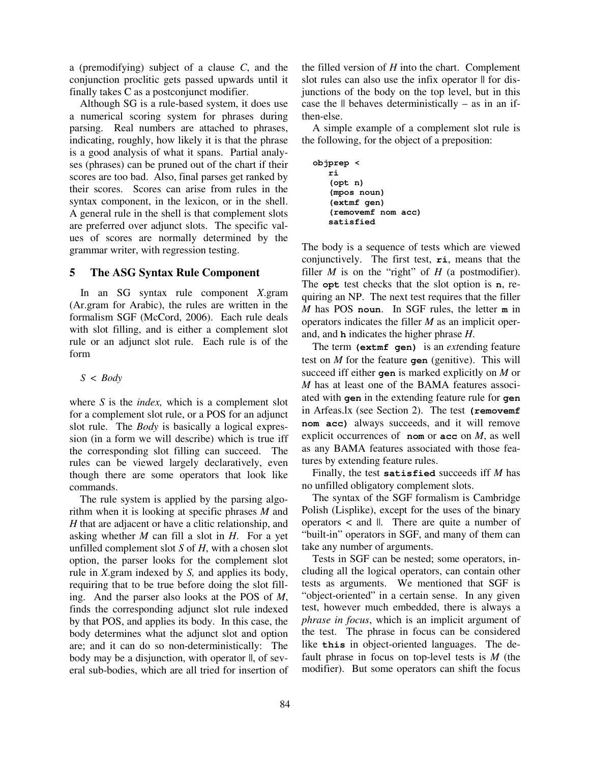a (premodifying) subject of a clause *C*, and the conjunction proclitic gets passed upwards until it finally takes C as a postconjunct modifier.

Although SG is a rule-based system, it does use a numerical scoring system for phrases during parsing. Real numbers are attached to phrases, indicating, roughly, how likely it is that the phrase is a good analysis of what it spans. Partial analyses (phrases) can be pruned out of the chart if their scores are too bad. Also, final parses get ranked by their scores. Scores can arise from rules in the syntax component, in the lexicon, or in the shell. A general rule in the shell is that complement slots are preferred over adjunct slots. The specific values of scores are normally determined by the grammar writer, with regression testing.

## 5 The ASG Syntax Rule Component

In an SG syntax rule component *X*.gram (Ar.gram for Arabic), the rules are written in the formalism SGF (McCord, 2006). Each rule deals with slot filling, and is either a complement slot rule or an adjunct slot rule. Each rule is of the form

*S* < *Body*

where *S* is the *index,* which is a complement slot for a complement slot rule, or a POS for an adjunct slot rule. The *Body* is basically a logical expression (in a form we will describe) which is true iff the corresponding slot filling can succeed. The rules can be viewed largely declaratively, even though there are some operators that look like commands.

The rule system is applied by the parsing algorithm when it is looking at specific phrases *M* and *H* that are adjacent or have a clitic relationship, and asking whether *M* can fill a slot in *H*. For a yet unfilled complement slot *S* of *H*, with a chosen slot option, the parser looks for the complement slot rule in *X*.gram indexed by *S,* and applies its body, requiring that to be true before doing the slot filling. And the parser also looks at the POS of *M*, finds the corresponding adjunct slot rule indexed by that POS, and applies its body. In this case, the body determines what the adjunct slot and option are; and it can do so non-deterministically: The body may be a disjunction, with operator ‖, of several sub-bodies, which are all tried for insertion of the filled version of *H* into the chart. Complement slot rules can also use the infix operator ‖ for disjunctions of the body on the top level, but in this case the ‖ behaves deterministically – as in an if-then-else.

A simple example of a complement slot rule is the following, for the object of a preposition:

```
objprep <
   ri
   (opt n)
   (mpos noun)
   (extmf gen)
   (removemf nom acc)
   satisfied
```

The body is a sequence of tests which are viewed conjunctively. The first test, **`ri`**, means that the filler *M* is on the "right" of *H* (a postmodifier). The **`opt`** test checks that the slot option is **`n`**, requiring an NP. The next test requires that the filler *M* has POS **`noun`**. In SGF rules, the letter **`m`** in operators indicates the filler *M* as an implicit operand, and **`h`** indicates the higher phrase *H*.

The term **`(extmf gen)`** is an *ext*ending feature test on *M* for the feature **`gen`** (genitive). This will succeed iff either **`gen`** is marked explicitly on *M* or *M* has at least one of the BAMA features associated with **`gen`** in the extending feature rule for **`gen`** in Arfeas.lx (see Section 2). The test **`(removemf nom acc)`** always succeeds, and it will remove explicit occurrences of **`nom`** or **`acc`** on *M*, as well as any BAMA features associated with those features by extending feature rules.

Finally, the test **`satisfied`** succeeds iff *M* has no unfilled obligatory complement slots.

The syntax of the SGF formalism is Cambridge Polish (Lisplike), except for the uses of the binary operators < and ‖. There are quite a number of "built-in" operators in SGF, and many of them can take any number of arguments.

Tests in SGF can be nested; some operators, including all the logical operators, can contain other tests as arguments. We mentioned that SGF is "object-oriented" in a certain sense. In any given test, however much embedded, there is always a *phrase in focus*, which is an implicit argument of the test. The phrase in focus can be considered like **`this`** in object-oriented languages. The default phrase in focus on top-level tests is *M* (the modifier). But some operators can shift the focus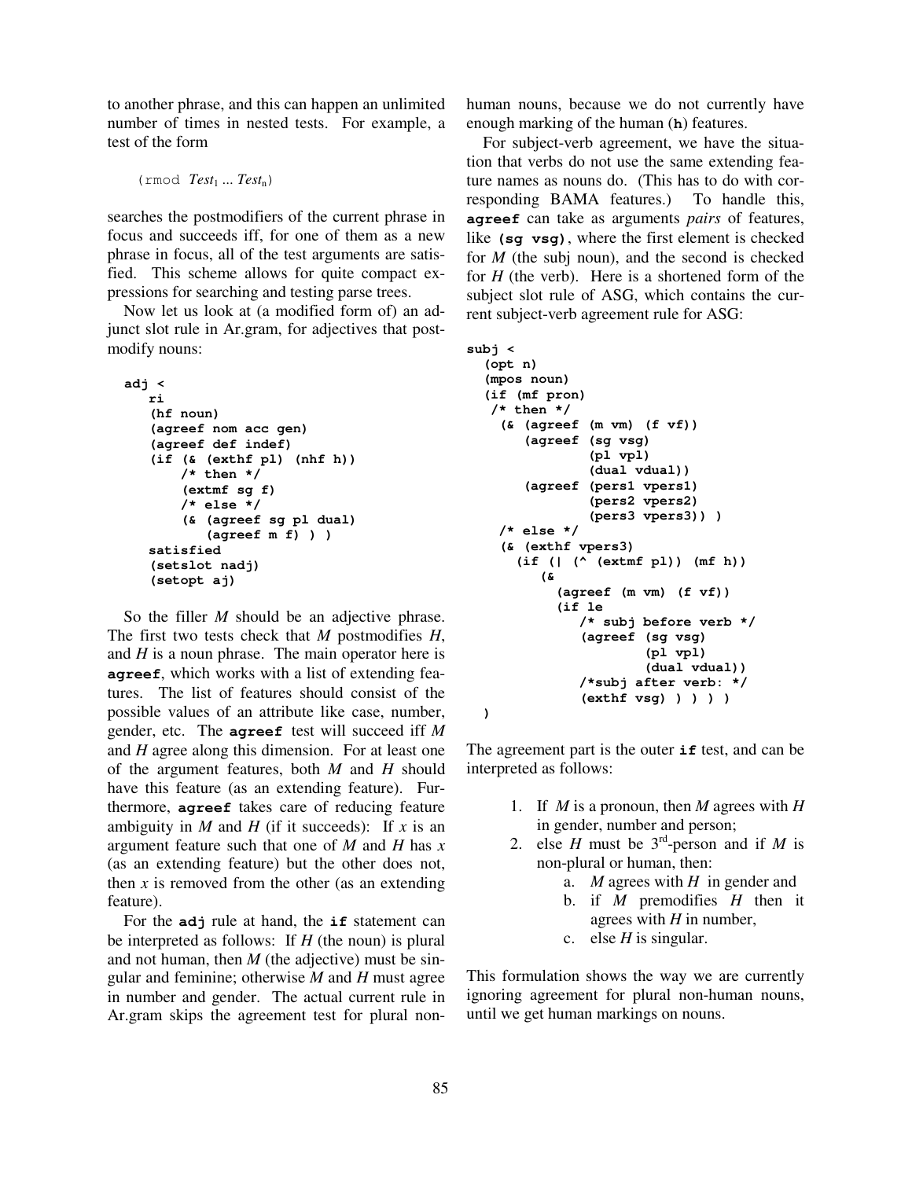to another phrase, and this can happen an unlimited number of times in nested tests. For example, a test of the form

(rmod *Test*$_1$ ... *Test*$_n$)

searches the postmodifiers of the current phrase in focus and succeeds iff, for one of them as a new phrase in focus, all of the test arguments are satisfied. This scheme allows for quite compact expressions for searching and testing parse trees.

Now let us look at (a modified form of) an adjunct slot rule in Ar.gram, for adjectives that postmodify nouns:

```
adj <
   ri
   (hf noun)
   (agreef nom acc gen)
   (agreef def indef)
   (if (& (exthf pl) (nhf h))
       /* then */
       (extmf sg f)
       /* else */
       (& (agreef sg pl dual)
          (agreef m f) ) )
   satisfied
   (setslot nadj)
   (setopt aj)
```

So the filler *M* should be an adjective phrase. The first two tests check that *M* postmodifies *H*, and *H* is a noun phrase. The main operator here is **agreef**, which works with a list of extending features. The list of features should consist of the possible values of an attribute like case, number, gender, etc. The **agreef** test will succeed iff *M* and *H* agree along this dimension. For at least one of the argument features, both *M* and *H* should have this feature (as an extending feature). Furthermore, **agreef** takes care of reducing feature ambiguity in *M* and *H* (if it succeeds): If *x* is an argument feature such that one of *M* and *H* has *x* (as an extending feature) but the other does not, then *x* is removed from the other (as an extending feature).

For the **adj** rule at hand, the **if** statement can be interpreted as follows: If *H* (the noun) is plural and not human, then *M* (the adjective) must be singular and feminine; otherwise *M* and *H* must agree in number and gender. The actual current rule in Ar.gram skips the agreement test for plural non-human nouns, because we do not currently have enough marking of the human (**h**) features.

For subject-verb agreement, we have the situation that verbs do not use the same extending feature names as nouns do. (This has to do with corresponding BAMA features.) To handle this, **agreef** can take as arguments *pairs* of features, like **(sg vsg)**, where the first element is checked for *M* (the subj noun), and the second is checked for *H* (the verb). Here is a shortened form of the subject slot rule of ASG, which contains the current subject-verb agreement rule for ASG:

```
subj <
  (opt n)
  (mpos noun)
  (if (mf pron)
   /* then */
    (& (agreef (m vm) (f vf))
       (agreef (sg vsg)
               (pl vpl)
               (dual vdual))
       (agreef (pers1 vpers1)
               (pers2 vpers2)
               (pers3 vpers3)) )
   /* else */
   (& (exthf vpers3)
     (if (| (^ (extmf pl)) (mf h))
        (&
          (agreef (m vm) (f vf))
          (if le
             /* subj before verb */
             (agreef (sg vsg)
                     (pl vpl)
                     (dual vdual))
             /*subj after verb: */
             (exthf vsg) ) ) ) )
)
```

The agreement part is the outer **if** test, and can be interpreted as follows:

1. If *M* is a pronoun, then *M* agrees with *H* in gender, number and person;
2. else *H* must be 3rd-person and if *M* is non-plural or human, then:
   a. *M* agrees with *H* in gender and
   b. if *M* premodifies *H* then it agrees with *H* in number,
   c. else *H* is singular.

This formulation shows the way we are currently ignoring agreement for plural non-human nouns, until we get human markings on nouns.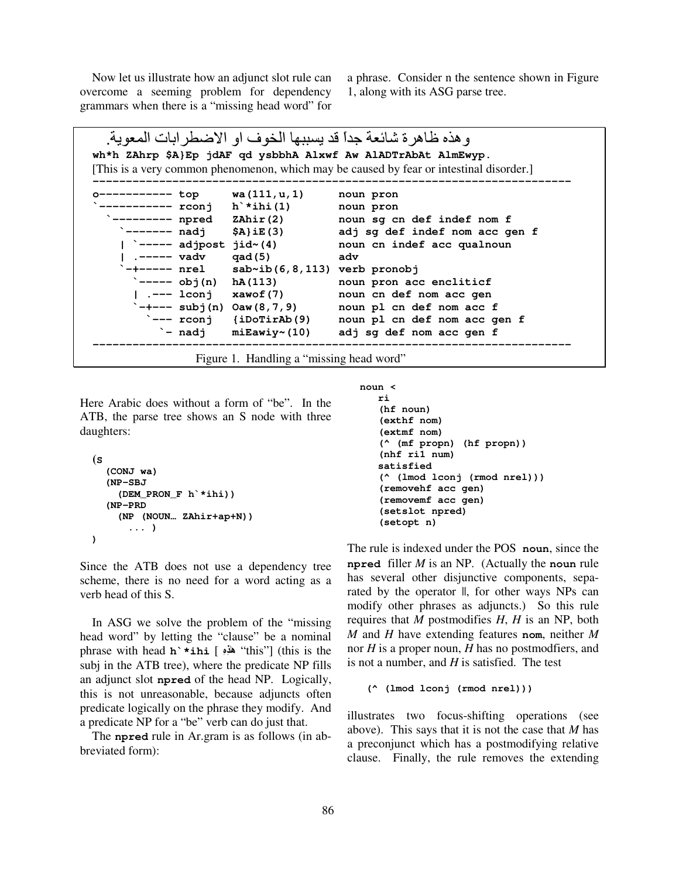Now let us illustrate how an adjunct slot rule can overcome a seeming problem for dependency grammars when there is a "missing head word" for a phrase. Consider n the sentence shown in Figure 1, along with its ASG parse tree.

```
وهذه ظاهرة شائعة جداً قد يسببها الخوف او الاضطرابات المعوية.
wh*h ZAhrp $A}Ep jdAF qd ysbbhA Alxwf Aw AlADTrAbAt AlmEwyp.
[This is a very common phenomenon, which may be caused by fear or intestinal disorder.]
--------------------------------------------------------------------------
o----------- top     wa(111,u,1)       noun pron
`----------- rconj   h`*ihi(1)         noun pron
  `--------- npred   ZAhir(2)          noun sg cn def indef nom f
    `------- nadj    $A}iE(3)          adj sg def indef nom acc gen f
    | `----- adjpost jid~(4)           noun cn indef acc qualnoun
    | .----- vadv    qad(5)            adv
    `-+----- nrel    sab~ib(6,8,113)   verb pronobj
      `----- obj(n)  hA(113)           noun pron acc encliticf
      | .--- lconj   xawof(7)          noun cn def nom acc gen
      `-+--- subj(n) Oaw(8,7,9)        noun pl cn def nom acc f
        `--- rconj   {iDoTirAb(9)      noun pl cn def nom acc gen f
          `- nadj    miEawiy~(10)      adj sg def nom acc gen f
--------------------------------------------------------------------------
```

Figure 1. Handling a "missing head word"

Here Arabic does without a form of "be". In the ATB, the parse tree shows an S node with three daughters:

```
(S
  (CONJ wa)
  (NP-SBJ
    (DEM_PRON_F h`*ihi))
  (NP-PRD
    (NP (NOUN… ZAhir+ap+N))
      ... )
)
```

Since the ATB does not use a dependency tree scheme, there is no need for a word acting as a verb head of this S.

In ASG we solve the problem of the "missing head word" by letting the "clause" be a nominal phrase with head **h`*ihi** [ هٰذِهِ "this"] (this is the subj in the ATB tree), where the predicate NP fills an adjunct slot **npred** of the head NP. Logically, this is not unreasonable, because adjuncts often predicate logically on the phrase they modify. And a predicate NP for a "be" verb can do just that.

The **npred** rule in Ar.gram is as follows (in abbreviated form):

```
noun <
   ri
   (hf noun)
   (exthf nom)
   (extmf nom)
   (^ (mf propn) (hf propn))
   (nhf ri1 num)
   satisfied
   (^ (lmod lconj (rmod nrel)))
   (removehf acc gen)
   (removemf acc gen)
   (setslot npred)
   (setopt n)
```

The rule is indexed under the POS **noun**, since the **npred** filler *M* is an NP. (Actually the **noun** rule has several other disjunctive components, separated by the operator ‖, for other ways NPs can modify other phrases as adjuncts.) So this rule requires that *M* postmodifies *H*, *H* is an NP, both *M* and *H* have extending features **nom**, neither *M* nor *H* is a proper noun, *H* has no postmodfiers, and is not a number, and *H* is satisfied. The test

```
(^ (lmod lconj (rmod nrel)))
```

illustrates two focus-shifting operations (see above). This says that it is not the case that *M* has a preconjunct which has a postmodifying relative clause. Finally, the rule removes the extending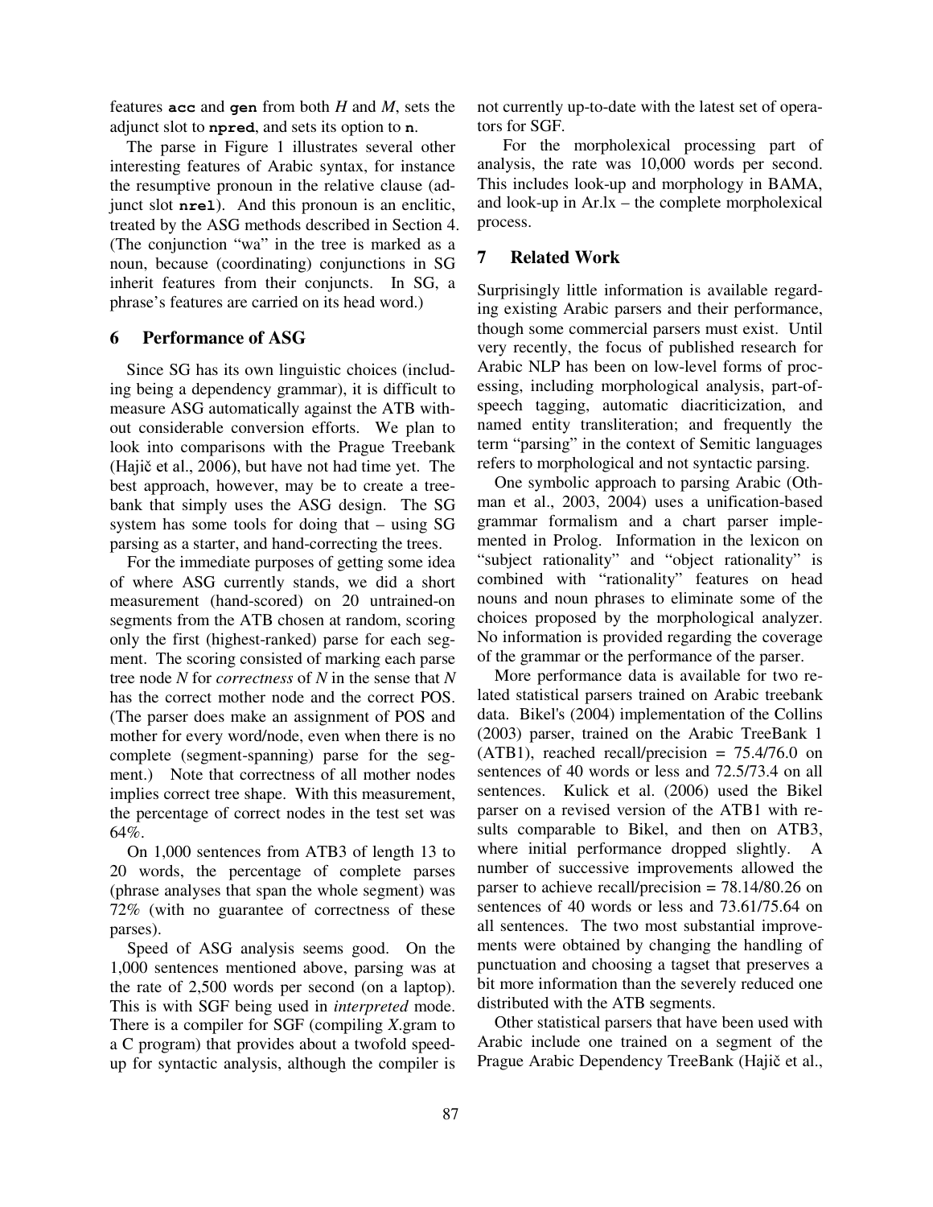features **acc** and **gen** from both *H* and *M*, sets the adjunct slot to **npred**, and sets its option to **n**.

The parse in Figure 1 illustrates several other interesting features of Arabic syntax, for instance the resumptive pronoun in the relative clause (adjunct slot **nrel**). And this pronoun is an enclitic, treated by the ASG methods described in Section 4. (The conjunction "wa" in the tree is marked as a noun, because (coordinating) conjunctions in SG inherit features from their conjuncts. In SG, a phrase's features are carried on its head word.)

## 6 Performance of ASG

Since SG has its own linguistic choices (including being a dependency grammar), it is difficult to measure ASG automatically against the ATB without considerable conversion efforts. We plan to look into comparisons with the Prague Treebank (Hajič et al., 2006), but have not had time yet. The best approach, however, may be to create a treebank that simply uses the ASG design. The SG system has some tools for doing that – using SG parsing as a starter, and hand-correcting the trees.

For the immediate purposes of getting some idea of where ASG currently stands, we did a short measurement (hand-scored) on 20 untrained-on segments from the ATB chosen at random, scoring only the first (highest-ranked) parse for each segment. The scoring consisted of marking each parse tree node *N* for *correctness* of *N* in the sense that *N* has the correct mother node and the correct POS. (The parser does make an assignment of POS and mother for every word/node, even when there is no complete (segment-spanning) parse for the segment.) Note that correctness of all mother nodes implies correct tree shape. With this measurement, the percentage of correct nodes in the test set was 64%.

On 1,000 sentences from ATB3 of length 13 to 20 words, the percentage of complete parses (phrase analyses that span the whole segment) was 72% (with no guarantee of correctness of these parses).

Speed of ASG analysis seems good. On the 1,000 sentences mentioned above, parsing was at the rate of 2,500 words per second (on a laptop). This is with SGF being used in *interpreted* mode. There is a compiler for SGF (compiling *X*.gram to a C program) that provides about a twofold speed-up for syntactic analysis, although the compiler is not currently up-to-date with the latest set of operators for SGF.

For the morpholexical processing part of analysis, the rate was 10,000 words per second. This includes look-up and morphology in BAMA, and look-up in Ar.lx – the complete morpholexical process.

## 7 Related Work

Surprisingly little information is available regarding existing Arabic parsers and their performance, though some commercial parsers must exist. Until very recently, the focus of published research for Arabic NLP has been on low-level forms of processing, including morphological analysis, part-of-speech tagging, automatic diacriticization, and named entity transliteration; and frequently the term "parsing" in the context of Semitic languages refers to morphological and not syntactic parsing.

One symbolic approach to parsing Arabic (Othman et al., 2003, 2004) uses a unification-based grammar formalism and a chart parser implemented in Prolog. Information in the lexicon on "subject rationality" and "object rationality" is combined with "rationality" features on head nouns and noun phrases to eliminate some of the choices proposed by the morphological analyzer. No information is provided regarding the coverage of the grammar or the performance of the parser.

More performance data is available for two related statistical parsers trained on Arabic treebank data. Bikel's (2004) implementation of the Collins (2003) parser, trained on the Arabic TreeBank 1 (ATB1), reached recall/precision = 75.4/76.0 on sentences of 40 words or less and 72.5/73.4 on all sentences. Kulick et al. (2006) used the Bikel parser on a revised version of the ATB1 with results comparable to Bikel, and then on ATB3, where initial performance dropped slightly. A number of successive improvements allowed the parser to achieve recall/precision = 78.14/80.26 on sentences of 40 words or less and 73.61/75.64 on all sentences. The two most substantial improvements were obtained by changing the handling of punctuation and choosing a tagset that preserves a bit more information than the severely reduced one distributed with the ATB segments.

Other statistical parsers that have been used with Arabic include one trained on a segment of the Prague Arabic Dependency TreeBank (Hajič et al.,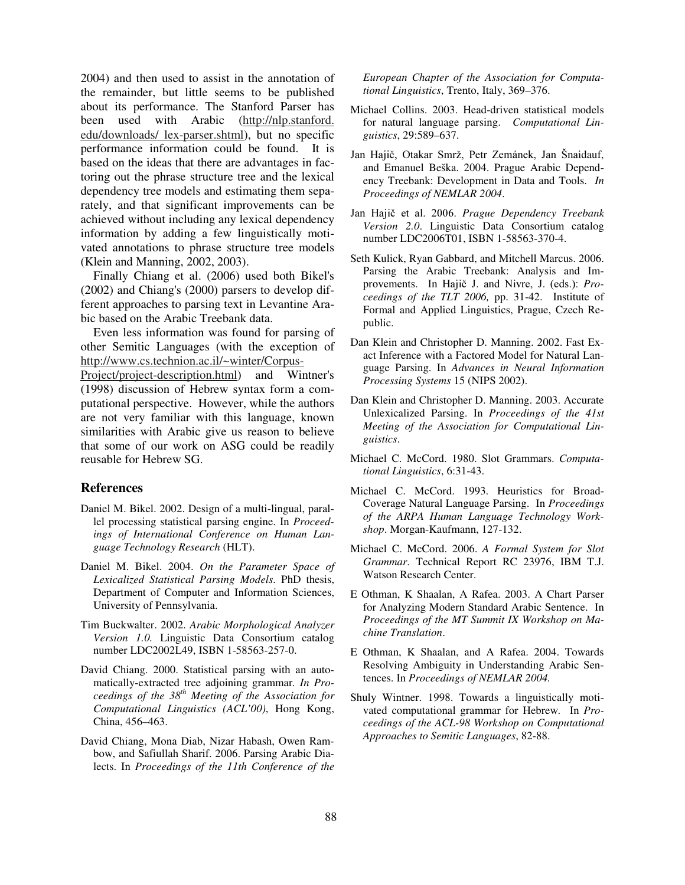2004) and then used to assist in the annotation of the remainder, but little seems to be published about its performance. The Stanford Parser has been used with Arabic (http://nlp.stanford.edu/downloads/ lex-parser.shtml), but no specific performance information could be found. It is based on the ideas that there are advantages in factoring out the phrase structure tree and the lexical dependency tree models and estimating them separately, and that significant improvements can be achieved without including any lexical dependency information by adding a few linguistically motivated annotations to phrase structure tree models (Klein and Manning, 2002, 2003).

Finally Chiang et al. (2006) used both Bikel's (2002) and Chiang's (2000) parsers to develop different approaches to parsing text in Levantine Arabic based on the Arabic Treebank data.

Even less information was found for parsing of other Semitic Languages (with the exception of http://www.cs.technion.ac.il/~winter/Corpus-Project/project-description.html) and Wintner's (1998) discussion of Hebrew syntax form a computational perspective. However, while the authors are not very familiar with this language, known similarities with Arabic give us reason to believe that some of our work on ASG could be readily reusable for Hebrew SG.

## References

Daniel M. Bikel. 2002. Design of a multi-lingual, parallel processing statistical parsing engine. In *Proceedings of International Conference on Human Language Technology Research* (HLT).

Daniel M. Bikel. 2004. *On the Parameter Space of Lexicalized Statistical Parsing Models*. PhD thesis, Department of Computer and Information Sciences, University of Pennsylvania.

Tim Buckwalter. 2002. *Arabic Morphological Analyzer Version 1.0.* Linguistic Data Consortium catalog number LDC2002L49, ISBN 1-58563-257-0.

David Chiang. 2000. Statistical parsing with an automatically-extracted tree adjoining grammar. *In Proceedings of the 38th Meeting of the Association for Computational Linguistics (ACL'00)*, Hong Kong, China, 456–463.

David Chiang, Mona Diab, Nizar Habash, Owen Rambow, and Safiullah Sharif. 2006. Parsing Arabic Dialects. In *Proceedings of the 11th Conference of the European Chapter of the Association for Computational Linguistics*, Trento, Italy, 369–376.

Michael Collins. 2003. Head-driven statistical models for natural language parsing. *Computational Linguistics*, 29:589–637.

Jan Hajič, Otakar Smrž, Petr Zemánek, Jan Šnaidauf, and Emanuel Beška. 2004. Prague Arabic Dependency Treebank: Development in Data and Tools. *In Proceedings of NEMLAR 2004*.

Jan Hajič et al. 2006. *Prague Dependency Treebank Version 2.0*. Linguistic Data Consortium catalog number LDC2006T01, ISBN 1-58563-370-4.

Seth Kulick, Ryan Gabbard, and Mitchell Marcus. 2006. Parsing the Arabic Treebank: Analysis and Improvements. In Hajič J. and Nivre, J. (eds.): *Proceedings of the TLT 2006,* pp. 31-42. Institute of Formal and Applied Linguistics, Prague, Czech Republic.

Dan Klein and Christopher D. Manning. 2002. Fast Exact Inference with a Factored Model for Natural Language Parsing. In *Advances in Neural Information Processing Systems* 15 (NIPS 2002).

Dan Klein and Christopher D. Manning. 2003. Accurate Unlexicalized Parsing. In *Proceedings of the 41st Meeting of the Association for Computational Linguistics*.

Michael C. McCord. 1980. Slot Grammars. *Computational Linguistics*, 6:31-43.

Michael C. McCord. 1993. Heuristics for Broad-Coverage Natural Language Parsing. In *Proceedings of the ARPA Human Language Technology Workshop*. Morgan-Kaufmann, 127-132.

Michael C. McCord. 2006. *A Formal System for Slot Grammar*. Technical Report RC 23976, IBM T.J. Watson Research Center.

E Othman, K Shaalan, A Rafea. 2003. A Chart Parser for Analyzing Modern Standard Arabic Sentence. In *Proceedings of the MT Summit IX Workshop on Machine Translation*.

E Othman, K Shaalan, and A Rafea. 2004. Towards Resolving Ambiguity in Understanding Arabic Sentences. In *Proceedings of NEMLAR 2004.*

Shuly Wintner. 1998. Towards a linguistically motivated computational grammar for Hebrew. In *Proceedings of the ACL-98 Workshop on Computational Approaches to Semitic Languages*, 82-88.